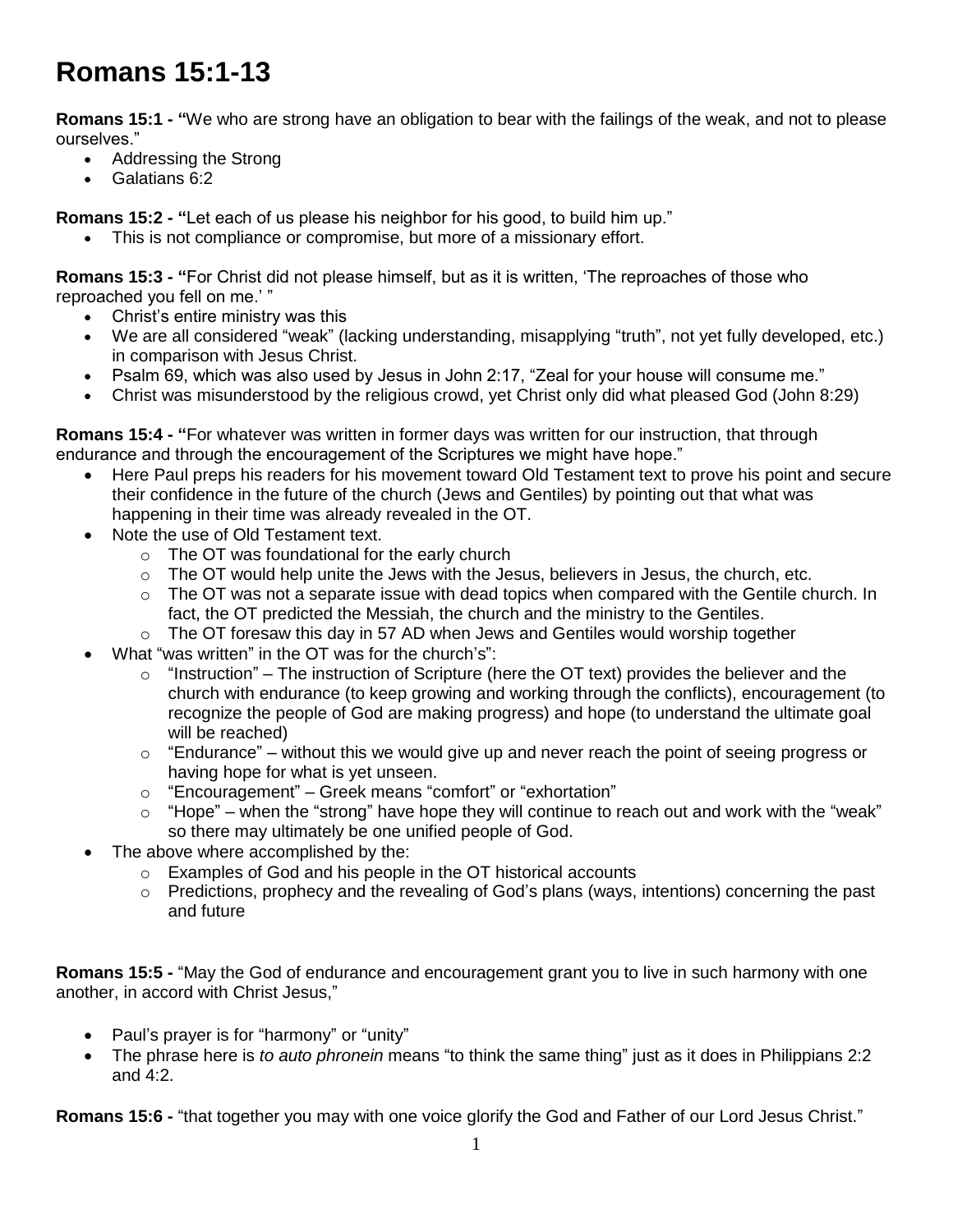# Romans 15:1-13

**Romans 15:1 - "**We who are strong have an obligation to bear with the failings of the weak, and not to please ourselves."

- Addressing the Strong
- Galatians 6:2

**Romans 15:2 - "**Let each of us please his neighbor for his good, to build him up."

- This is not compliance or compromise, but more of a missionary effort.

**Romans 15:3 - "**For Christ did not please himself, but as it is written, 'The reproaches of those who reproached you fell on me.' "

- Christ's entire ministry was this
- We are all considered "weak" (lacking understanding, misapplying "truth", not yet fully developed, etc.) in comparison with Jesus Christ.
- Psalm 69, which was also used by Jesus in John 2:17, "Zeal for your house will consume me."
- Christ was misunderstood by the religious crowd, yet Christ only did what pleased God (John 8:29)

**Romans 15:4 - "**For whatever was written in former days was written for our instruction, that through endurance and through the encouragement of the Scriptures we might have hope."

- Here Paul preps his readers for his movement toward Old Testament text to prove his point and secure their confidence in the future of the church (Jews and Gentiles) by pointing out that what was happening in their time was already revealed in the OT.
- Note the use of Old Testament text.
  - The OT was foundational for the early church
  - The OT would help unite the Jews with the Jesus, believers in Jesus, the church, etc.
  - The OT was not a separate issue with dead topics when compared with the Gentile church. In fact, the OT predicted the Messiah, the church and the ministry to the Gentiles.
  - The OT foresaw this day in 57 AD when Jews and Gentiles would worship together
- What "was written" in the OT was for the church's":
  - "Instruction" – The instruction of Scripture (here the OT text) provides the believer and the church with endurance (to keep growing and working through the conflicts), encouragement (to recognize the people of God are making progress) and hope (to understand the ultimate goal will be reached)
  - "Endurance" – without this we would give up and never reach the point of seeing progress or having hope for what is yet unseen.
  - "Encouragement" – Greek means "comfort" or "exhortation"
  - "Hope" – when the "strong" have hope they will continue to reach out and work with the "weak" so there may ultimately be one unified people of God.
- The above where accomplished by the:
  - Examples of God and his people in the OT historical accounts
  - Predictions, prophecy and the revealing of God's plans (ways, intentions) concerning the past and future

**Romans 15:5 -** "May the God of endurance and encouragement grant you to live in such harmony with one another, in accord with Christ Jesus,"

- Paul's prayer is for "harmony" or "unity"
- The phrase here is *to auto phronein* means "to think the same thing" just as it does in Philippians 2:2 and 4:2.

**Romans 15:6 -** "that together you may with one voice glorify the God and Father of our Lord Jesus Christ."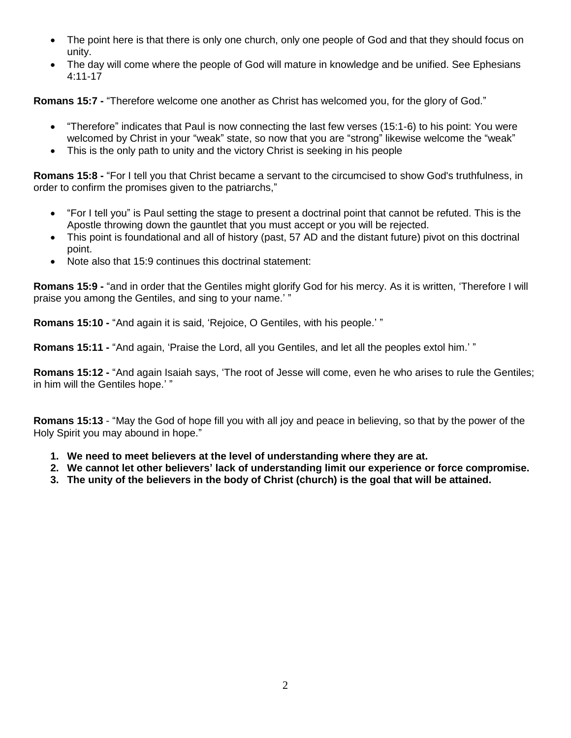- The point here is that there is only one church, only one people of God and that they should focus on unity.
- The day will come where the people of God will mature in knowledge and be unified. See Ephesians 4:11-17

**Romans 15:7 -** "Therefore welcome one another as Christ has welcomed you, for the glory of God."

- "Therefore" indicates that Paul is now connecting the last few verses (15:1-6) to his point: You were welcomed by Christ in your "weak" state, so now that you are "strong" likewise welcome the "weak"
- This is the only path to unity and the victory Christ is seeking in his people

**Romans 15:8 -** "For I tell you that Christ became a servant to the circumcised to show God's truthfulness, in order to confirm the promises given to the patriarchs,"

- "For I tell you" is Paul setting the stage to present a doctrinal point that cannot be refuted. This is the Apostle throwing down the gauntlet that you must accept or you will be rejected.
- This point is foundational and all of history (past, 57 AD and the distant future) pivot on this doctrinal point.
- Note also that 15:9 continues this doctrinal statement:

**Romans 15:9 -** "and in order that the Gentiles might glorify God for his mercy. As it is written, 'Therefore I will praise you among the Gentiles, and sing to your name.' "

**Romans 15:10 -** "And again it is said, 'Rejoice, O Gentiles, with his people.' "

**Romans 15:11 -** "And again, 'Praise the Lord, all you Gentiles, and let all the peoples extol him.' "

**Romans 15:12 -** "And again Isaiah says, 'The root of Jesse will come, even he who arises to rule the Gentiles; in him will the Gentiles hope.' "

**Romans 15:13** - "May the God of hope fill you with all joy and peace in believing, so that by the power of the Holy Spirit you may abound in hope."

1. **We need to meet believers at the level of understanding where they are at.**
2. **We cannot let other believers' lack of understanding limit our experience or force compromise.**
3. **The unity of the believers in the body of Christ (church) is the goal that will be attained.**